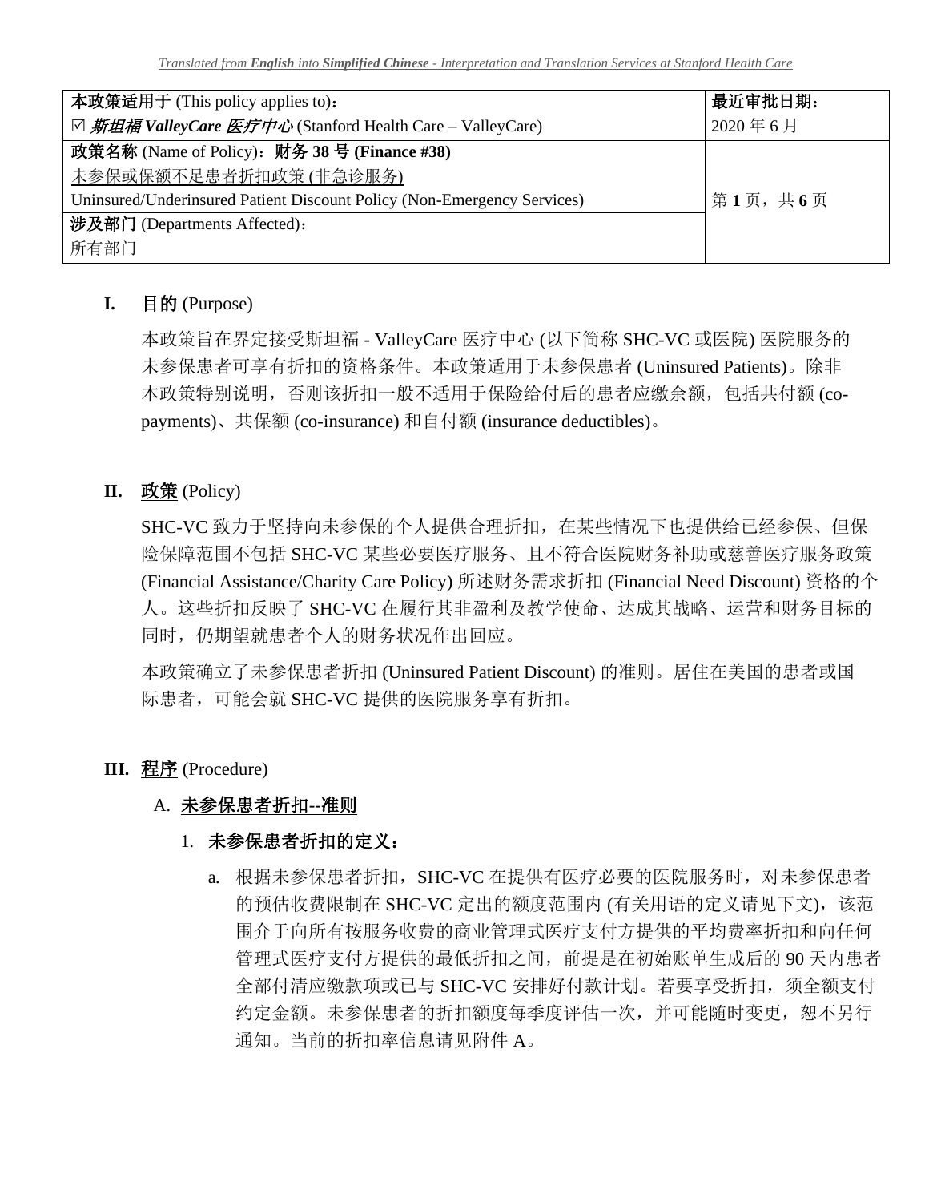*Translated from **English** into **Simplified Chinese** - Interpretation and Translation Services at Stanford Health Care*

| **本政策适用于** (This policy applies to)：<br>☑ ***斯坦福 ValleyCare 医疗中心*** (Stanford Health Care – ValleyCare) | **最近审批日期：**<br>2020 年 6 月 |
|---|---|
| **政策名称** (Name of Policy)：**财务 38 号 (Finance #38)**<br>未参保或保额不足患者折扣政策 (非急诊服务)<br>Uninsured/Underinsured Patient Discount Policy (Non-Emergency Services) | 第 **1** 页，共 **6** 页 |
| **涉及部门** (Departments Affected)：<br>所有部门 | |

## I. 目的 (Purpose)

本政策旨在界定接受斯坦福 - ValleyCare 医疗中心 (以下简称 SHC-VC 或医院) 医院服务的未参保患者可享有折扣的资格条件。本政策适用于未参保患者 (Uninsured Patients)。除非本政策特别说明，否则该折扣一般不适用于保险给付后的患者应缴余额，包括共付额 (co-payments)、共保额 (co-insurance) 和自付额 (insurance deductibles)。

## II. 政策 (Policy)

SHC-VC 致力于坚持向未参保的个人提供合理折扣，在某些情况下也提供给已经参保、但保险保障范围不包括 SHC-VC 某些必要医疗服务、且不符合医院财务补助或慈善医疗服务政策 (Financial Assistance/Charity Care Policy) 所述财务需求折扣 (Financial Need Discount) 资格的个人。这些折扣反映了 SHC-VC 在履行其非盈利及教学使命、达成其战略、运营和财务目标的同时，仍期望就患者个人的财务状况作出回应。

本政策确立了未参保患者折扣 (Uninsured Patient Discount) 的准则。居住在美国的患者或国际患者，可能会就 SHC-VC 提供的医院服务享有折扣。

## III. 程序 (Procedure)

### A. 未参保患者折扣--准则

#### 1. 未参保患者折扣的定义：

a. 根据未参保患者折扣，SHC-VC 在提供有医疗必要的医院服务时，对未参保患者的预估收费限制在 SHC-VC 定出的额度范围内 (有关用语的定义请见下文)，该范围介于向所有按服务收费的商业管理式医疗支付方提供的平均费率折扣和向任何管理式医疗支付方提供的最低折扣之间，前提是在初始账单生成后的 90 天内患者全部付清应缴款项或已与 SHC-VC 安排好付款计划。若要享受折扣，须全额支付约定金额。未参保患者的折扣额度每季度评估一次，并可能随时变更，恕不另行通知。当前的折扣率信息请见附件 A。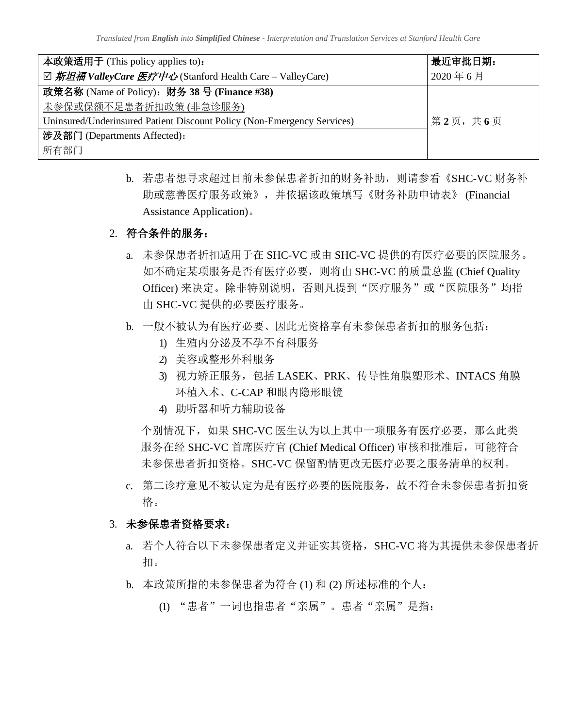| 本政策适用于 (This policy applies to)：<br>☑ ***斯坦福 ValleyCare 医疗中心*** (Stanford Health Care – ValleyCare) | **最近审批日期：**<br>2020 年 6 月 |
| --- | --- |
| **政策名称** (Name of Policy)：**财务 38 号 (Finance #38)**<br>未参保或保额不足患者折扣政策 (非急诊服务)<br>Uninsured/Underinsured Patient Discount Policy (Non-Emergency Services) | 第 **2** 页，共 **6** 页 |
| **涉及部门** (Departments Affected)：<br>所有部门 | |

b. 若患者想寻求超过目前未参保患者折扣的财务补助，则请参看《SHC-VC 财务补助或慈善医疗服务政策》，并依据该政策填写《财务补助申请表》 (Financial Assistance Application)。

2. **符合条件的服务：**

   a. 未参保患者折扣适用于在 SHC-VC 或由 SHC-VC 提供的有医疗必要的医院服务。如不确定某项服务是否有医疗必要，则将由 SHC-VC 的质量总监 (Chief Quality Officer) 来决定。除非特别说明，否则凡提到"医疗服务"或"医院服务"均指由 SHC-VC 提供的必要医疗服务。

   b. 一般不被认为有医疗必要、因此无资格享有未参保患者折扣的服务包括：
      1) 生殖内分泌及不孕不育科服务
      2) 美容或整形外科服务
      3) 视力矫正服务，包括 LASEK、PRK、传导性角膜塑形术、INTACS 角膜环植入术、C-CAP 和眼内隐形眼镜
      4) 助听器和听力辅助设备

   个别情况下，如果 SHC-VC 医生认为以上其中一项服务有医疗必要，那么此类服务在经 SHC-VC 首席医疗官 (Chief Medical Officer) 审核和批准后，可能符合未参保患者折扣资格。SHC-VC 保留酌情更改无医疗必要之服务清单的权利。

   c. 第二诊疗意见不被认定为是有医疗必要的医院服务，故不符合未参保患者折扣资格。

3. **未参保患者资格要求：**

   a. 若个人符合以下未参保患者定义并证实其资格，SHC-VC 将为其提供未参保患者折扣。

   b. 本政策所指的未参保患者为符合 (1) 和 (2) 所述标准的个人：

      (1) "患者"一词也指患者"亲属"。患者"亲属"是指：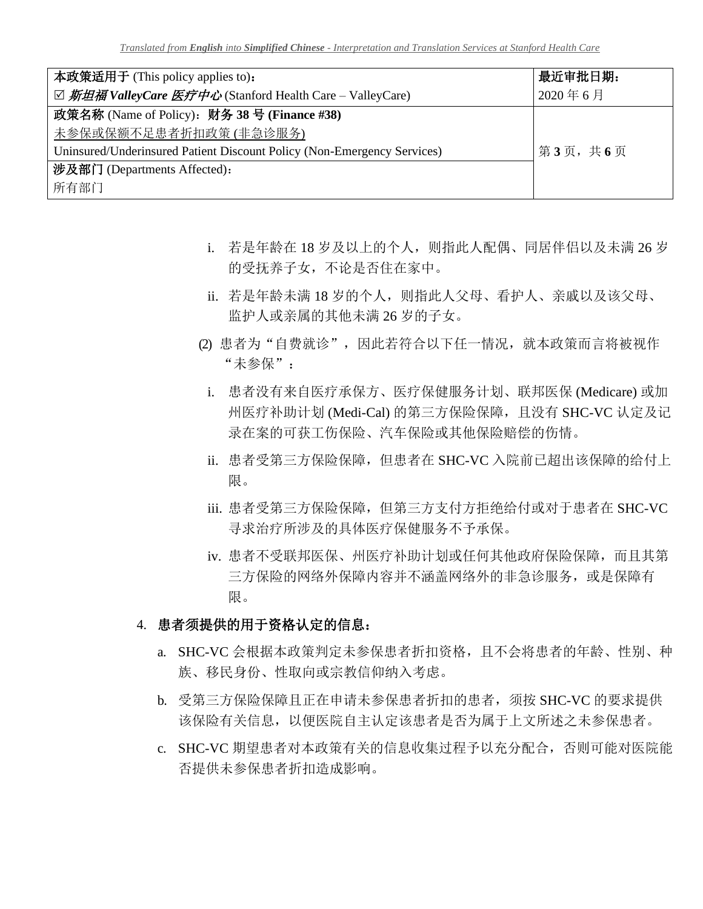| 本政策适用于 (This policy applies to)：<br>☑ *斯坦福 ValleyCare 医疗中心* (Stanford Health Care – ValleyCare) | **最近审批日期：**<br>2020 年 6 月 |
|---|---|
| **政策名称** (Name of Policy)：**财务 38 号 (Finance #38)**<br>未参保或保额不足患者折扣政策 (非急诊服务)<br>Uninsured/Underinsured Patient Discount Policy (Non-Emergency Services) | |
| **涉及部门** (Departments Affected)：<br>所有部门 | |

i. 若是年龄在 18 岁及以上的个人，则指此人配偶、同居伴侣以及未满 26 岁的受抚养子女，不论是否住在家中。

ii. 若是年龄未满 18 岁的个人，则指此人父母、看护人、亲戚以及该父母、监护人或亲属的其他未满 26 岁的子女。

(2) 患者为“自费就诊”，因此若符合以下任一情况，就本政策而言将被视作“未参保”：

i. 患者没有来自医疗承保方、医疗保健服务计划、联邦医保 (Medicare) 或加州医疗补助计划 (Medi-Cal) 的第三方保险保障，且没有 SHC-VC 认定及记录在案的可获工伤保险、汽车保险或其他保险赔偿的伤情。

ii. 患者受第三方保险保障，但患者在 SHC-VC 入院前已超出该保障的给付上限。

iii. 患者受第三方保险保障，但第三方支付方拒绝给付或对于患者在 SHC-VC 寻求治疗所涉及的具体医疗保健服务不予承保。

iv. 患者不受联邦医保、州医疗补助计划或任何其他政府保险保障，而且其第三方保险的网络外保障内容并不涵盖网络外的非急诊服务，或是保障有限。

4. **患者须提供的用于资格认定的信息：**

a. SHC-VC 会根据本政策判定未参保患者折扣资格，且不会将患者的年龄、性别、种族、移民身份、性取向或宗教信仰纳入考虑。

b. 受第三方保险保障且正在申请未参保患者折扣的患者，须按 SHC-VC 的要求提供该保险有关信息，以便医院自主认定该患者是否为属于上文所述之未参保患者。

c. SHC-VC 期望患者对本政策有关的信息收集过程予以充分配合，否则可能对医院能否提供未参保患者折扣造成影响。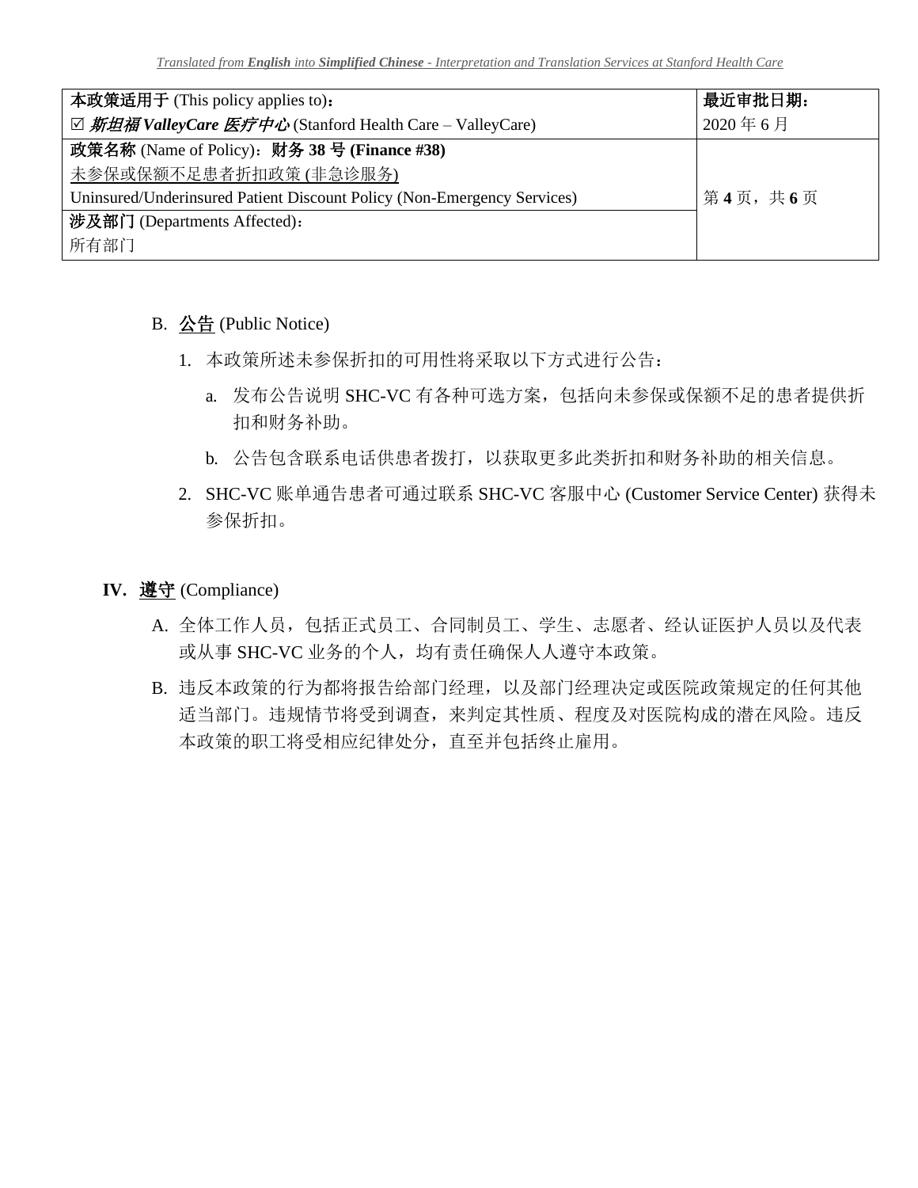B. 公告 (Public Notice)

1. 本政策所述未参保折扣的可用性将采取以下方式进行公告：

   a. 发布公告说明 SHC-VC 有各种可选方案，包括向未参保或保额不足的患者提供折扣和财务补助。

   b. 公告包含联系电话供患者拨打，以获取更多此类折扣和财务补助的相关信息。

2. SHC-VC 账单通告患者可通过联系 SHC-VC 客服中心 (Customer Service Center) 获得未参保折扣。

## IV. 遵守 (Compliance)

A. 全体工作人员，包括正式员工、合同制员工、学生、志愿者、经认证医护人员以及代表或从事 SHC-VC 业务的个人，均有责任确保人人遵守本政策。

B. 违反本政策的行为都将报告给部门经理，以及部门经理决定或医院政策规定的任何其他适当部门。违规情节将受到调查，来判定其性质、程度及对医院构成的潜在风险。违反本政策的职工将受相应纪律处分，直至并包括终止雇用。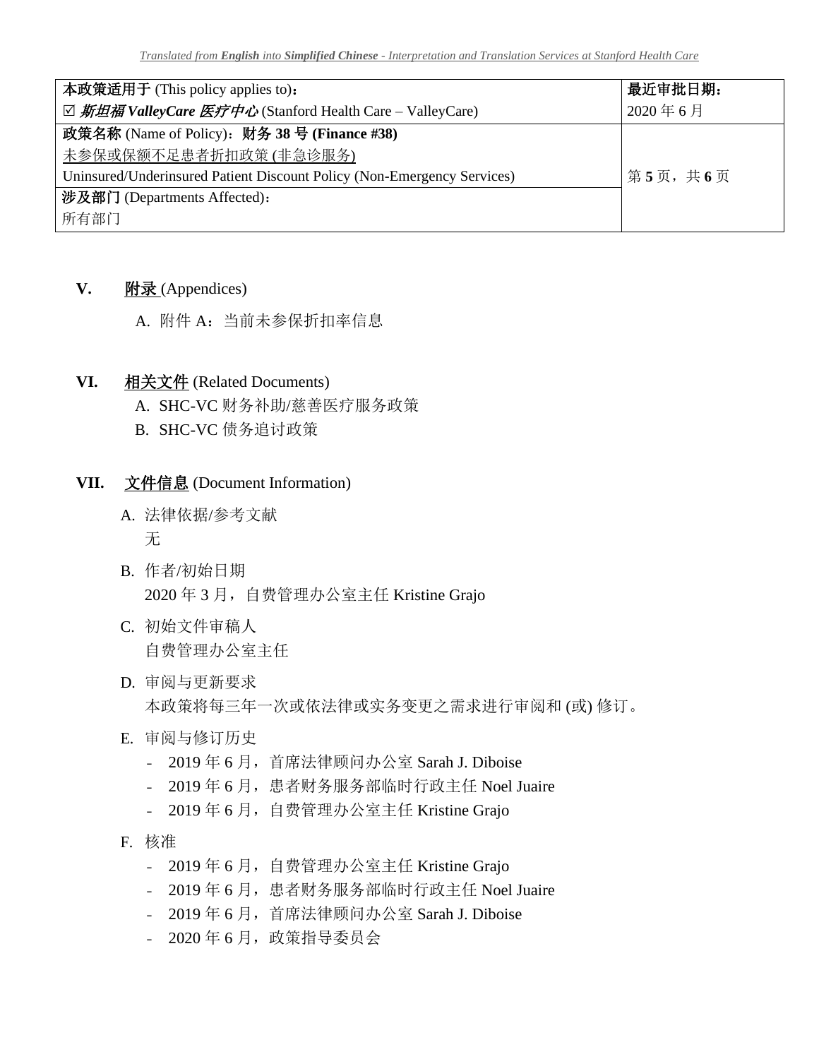| 本政策适用于 (This policy applies to)：<br>☑ *斯坦福 ValleyCare 医疗中心* (Stanford Health Care – ValleyCare) | 最近审批日期：<br>2020 年 6 月 |
|---|---|
| **政策名称** (Name of Policy)：**财务 38 号 (Finance #38)**<br>未参保或保额不足患者折扣政策 (非急诊服务)<br>Uninsured/Underinsured Patient Discount Policy (Non-Emergency Services) | |
| **涉及部门** (Departments Affected)：<br>所有部门 | |

## V. 附录 (Appendices)

A. 附件 A：当前未参保折扣率信息

## VI. 相关文件 (Related Documents)

A. SHC-VC 财务补助/慈善医疗服务政策

B. SHC-VC 债务追讨政策

## VII. 文件信息 (Document Information)

A. 法律依据/参考文献

无

B. 作者/初始日期

2020 年 3 月，自费管理办公室主任 Kristine Grajo

C. 初始文件审稿人

自费管理办公室主任

D. 审阅与更新要求

本政策将每三年一次或依法律或实务变更之需求进行审阅和 (或) 修订。

E. 审阅与修订历史

- 2019 年 6 月，首席法律顾问办公室 Sarah J. Diboise
- 2019 年 6 月，患者财务服务部临时行政主任 Noel Juaire
- 2019 年 6 月，自费管理办公室主任 Kristine Grajo

F. 核准

- 2019 年 6 月，自费管理办公室主任 Kristine Grajo
- 2019 年 6 月，患者财务服务部临时行政主任 Noel Juaire
- 2019 年 6 月，首席法律顾问办公室 Sarah J. Diboise
- 2020 年 6 月，政策指导委员会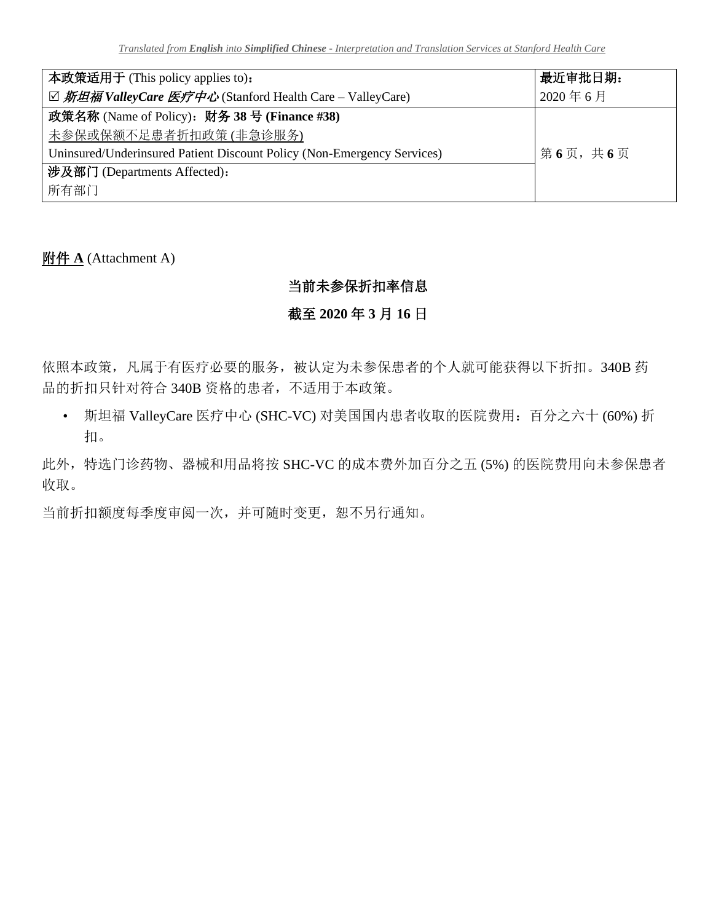| 本政策适用于 (This policy applies to)： ☑ *斯坦福 ValleyCare 医疗中心* (Stanford Health Care – ValleyCare) | 最近审批日期： 2020 年 6 月 |
|---|---|
| 政策名称 (Name of Policy)：**财务 38 号 (Finance #38)** 未参保或保额不足患者折扣政策 (非急诊服务) Uninsured/Underinsured Patient Discount Policy (Non-Emergency Services) | 第 **6** 页，共 **6** 页 |
| **涉及部门** (Departments Affected)： 所有部门 | |

**附件 A** (Attachment A)

## 当前未参保折扣率信息

## 截至 2020 年 3 月 16 日

依照本政策，凡属于有医疗必要的服务，被认定为未参保患者的个人就可能获得以下折扣。340B 药品的折扣只针对符合 340B 资格的患者，不适用于本政策。

- 斯坦福 ValleyCare 医疗中心 (SHC-VC) 对美国国内患者收取的医院费用：百分之六十 (60%) 折扣。

此外，特选门诊药物、器械和用品将按 SHC-VC 的成本费外加百分之五 (5%) 的医院费用向未参保患者收取。

当前折扣额度每季度审阅一次，并可随时变更，恕不另行通知。